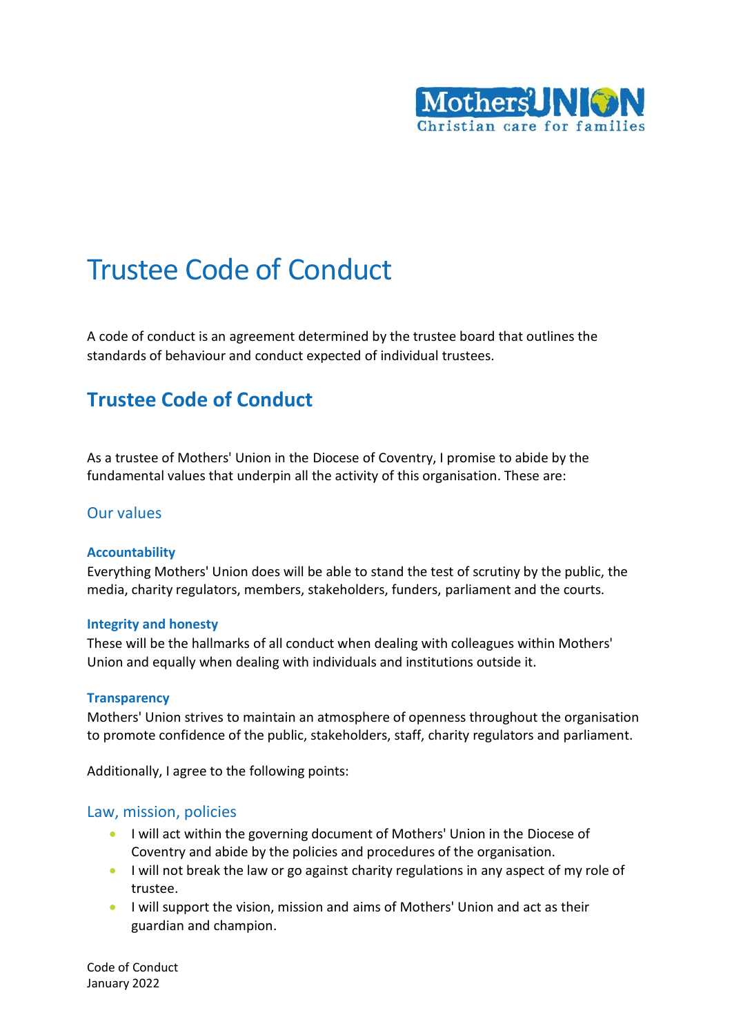# Trustee Code of Conduct

A code of conduct is an agreement determined by the trustee board that outlines the standards of behaviour and conduct expected of individual trustees.

## Trustee Code of Conduct

As a trustee of Mothers' Union in the Diocese of Coventry, I promise to abide by the fundamental values that underpin all the activity of this organisation. These are:

### Our values

#### Accountability

Everything Mothers' Union does will be able to stand the test of scrutiny by the public, the media, charity regulators, members, stakeholders, funders, parliament and the courts.

#### Integrity and honesty

These will be the hallmarks of all conduct when dealing with colleagues within Mothers' Union and equally when dealing with individuals and institutions outside it.

#### Transparency

Mothers' Union strives to maintain an atmosphere of openness throughout the organisation to promote confidence of the public, stakeholders, staff, charity regulators and parliament.

Additionally, I agree to the following points:

### Law, mission, policies

- I will act within the governing document of Mothers' Union in the Diocese of Coventry and abide by the policies and procedures of the organisation.
- I will not break the law or go against charity regulations in any aspect of my role of trustee.
- I will support the vision, mission and aims of Mothers' Union and act as their guardian and champion.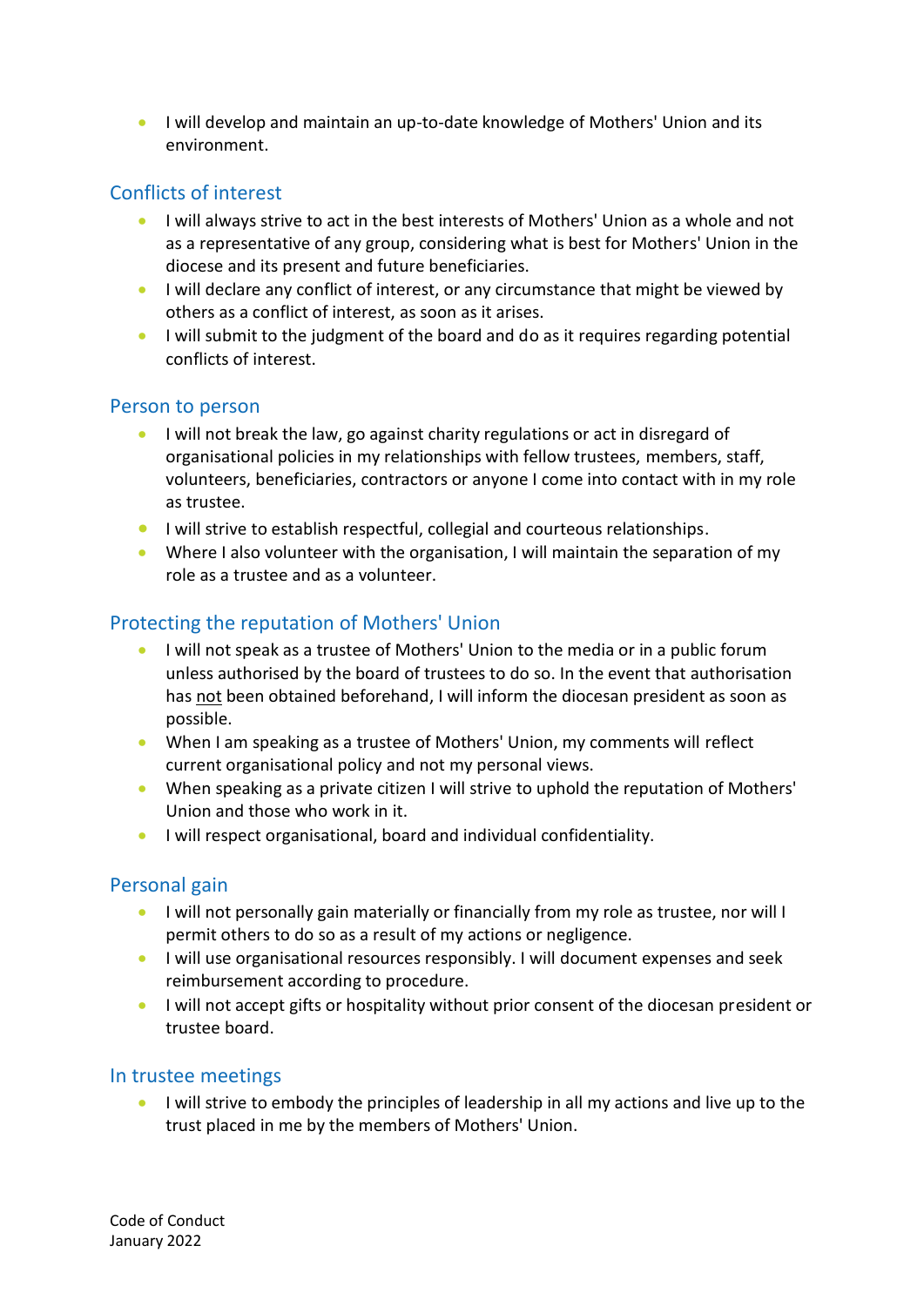- I will develop and maintain an up-to-date knowledge of Mothers' Union and its environment.

## Conflicts of interest

- I will always strive to act in the best interests of Mothers' Union as a whole and not as a representative of any group, considering what is best for Mothers' Union in the diocese and its present and future beneficiaries.
- I will declare any conflict of interest, or any circumstance that might be viewed by others as a conflict of interest, as soon as it arises.
- I will submit to the judgment of the board and do as it requires regarding potential conflicts of interest.

## Person to person

- I will not break the law, go against charity regulations or act in disregard of organisational policies in my relationships with fellow trustees, members, staff, volunteers, beneficiaries, contractors or anyone I come into contact with in my role as trustee.
- I will strive to establish respectful, collegial and courteous relationships.
- Where I also volunteer with the organisation, I will maintain the separation of my role as a trustee and as a volunteer.

## Protecting the reputation of Mothers' Union

- I will not speak as a trustee of Mothers' Union to the media or in a public forum unless authorised by the board of trustees to do so. In the event that authorisation has <u>not</u> been obtained beforehand, I will inform the diocesan president as soon as possible.
- When I am speaking as a trustee of Mothers' Union, my comments will reflect current organisational policy and not my personal views.
- When speaking as a private citizen I will strive to uphold the reputation of Mothers' Union and those who work in it.
- I will respect organisational, board and individual confidentiality.

## Personal gain

- I will not personally gain materially or financially from my role as trustee, nor will I permit others to do so as a result of my actions or negligence.
- I will use organisational resources responsibly. I will document expenses and seek reimbursement according to procedure.
- I will not accept gifts or hospitality without prior consent of the diocesan president or trustee board.

## In trustee meetings

- I will strive to embody the principles of leadership in all my actions and live up to the trust placed in me by the members of Mothers' Union.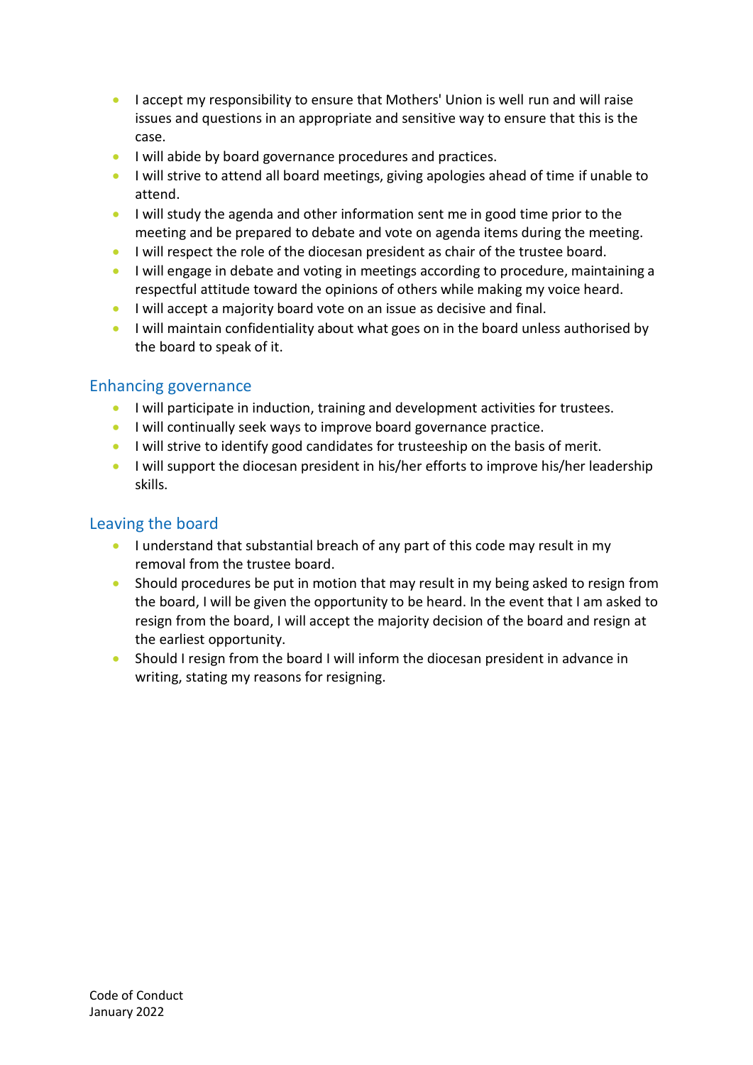- I accept my responsibility to ensure that Mothers' Union is well run and will raise issues and questions in an appropriate and sensitive way to ensure that this is the case.
- I will abide by board governance procedures and practices.
- I will strive to attend all board meetings, giving apologies ahead of time if unable to attend.
- I will study the agenda and other information sent me in good time prior to the meeting and be prepared to debate and vote on agenda items during the meeting.
- I will respect the role of the diocesan president as chair of the trustee board.
- I will engage in debate and voting in meetings according to procedure, maintaining a respectful attitude toward the opinions of others while making my voice heard.
- I will accept a majority board vote on an issue as decisive and final.
- I will maintain confidentiality about what goes on in the board unless authorised by the board to speak of it.

## Enhancing governance

- I will participate in induction, training and development activities for trustees.
- I will continually seek ways to improve board governance practice.
- I will strive to identify good candidates for trusteeship on the basis of merit.
- I will support the diocesan president in his/her efforts to improve his/her leadership skills.

## Leaving the board

- I understand that substantial breach of any part of this code may result in my removal from the trustee board.
- Should procedures be put in motion that may result in my being asked to resign from the board, I will be given the opportunity to be heard. In the event that I am asked to resign from the board, I will accept the majority decision of the board and resign at the earliest opportunity.
- Should I resign from the board I will inform the diocesan president in advance in writing, stating my reasons for resigning.